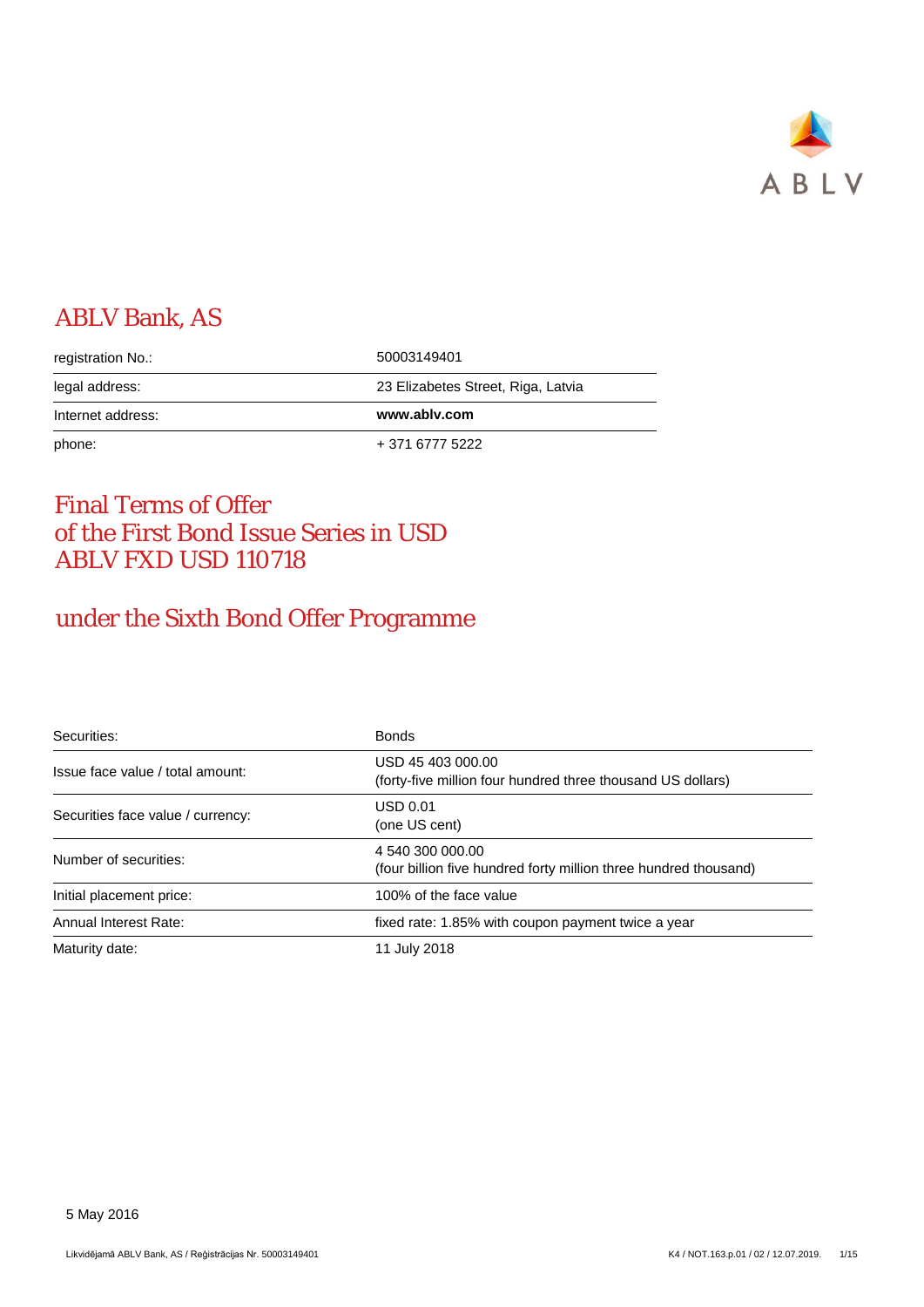# ABLV Bank, AS

| | |
|---|---|
| registration No.: | 50003149401 |
| legal address: | 23 Elizabetes Street, Riga, Latvia |
| Internet address: | **www.ablv.com** |
| phone: | + 371 6777 5222 |

# Final Terms of Offer of the First Bond Issue Series in USD ABLV FXD USD 110718

# under the Sixth Bond Offer Programme

| | |
|---|---|
| Securities: | Bonds |
| Issue face value / total amount: | USD 45 403 000.00<br>(forty-five million four hundred three thousand US dollars) |
| Securities face value / currency: | USD 0.01<br>(one US cent) |
| Number of securities: | 4 540 300 000.00<br>(four billion five hundred forty million three hundred thousand) |
| Initial placement price: | 100% of the face value |
| Annual Interest Rate: | fixed rate: 1.85% with coupon payment twice a year |
| Maturity date: | 11 July 2018 |

5 May 2016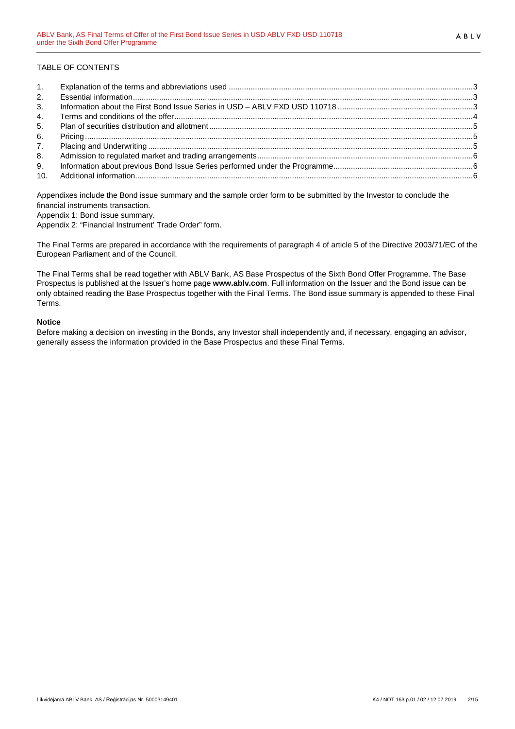TABLE OF CONTENTS

1. Explanation of the terms and abbreviations used ..... 3
2. Essential information ..... 3
3. Information about the First Bond Issue Series in USD – ABLV FXD USD 110718 ..... 3
4. Terms and conditions of the offer ..... 4
5. Plan of securities distribution and allotment ..... 5
6. Pricing ..... 5
7. Placing and Underwriting ..... 5
8. Admission to regulated market and trading arrangements ..... 6
9. Information about previous Bond Issue Series performed under the Programme ..... 6
10. Additional information ..... 6

Appendixes include the Bond issue summary and the sample order form to be submitted by the Investor to conclude the financial instruments transaction.

Appendix 1: Bond issue summary.

Appendix 2: "Financial Instrument' Trade Order" form.

The Final Terms are prepared in accordance with the requirements of paragraph 4 of article 5 of the Directive 2003/71/EC of the European Parliament and of the Council.

The Final Terms shall be read together with ABLV Bank, AS Base Prospectus of the Sixth Bond Offer Programme. The Base Prospectus is published at the Issuer's home page **www.ablv.com**. Full information on the Issuer and the Bond issue can be only obtained reading the Base Prospectus together with the Final Terms. The Bond issue summary is appended to these Final Terms.

**Notice**

Before making a decision on investing in the Bonds, any Investor shall independently and, if necessary, engaging an advisor, generally assess the information provided in the Base Prospectus and these Final Terms.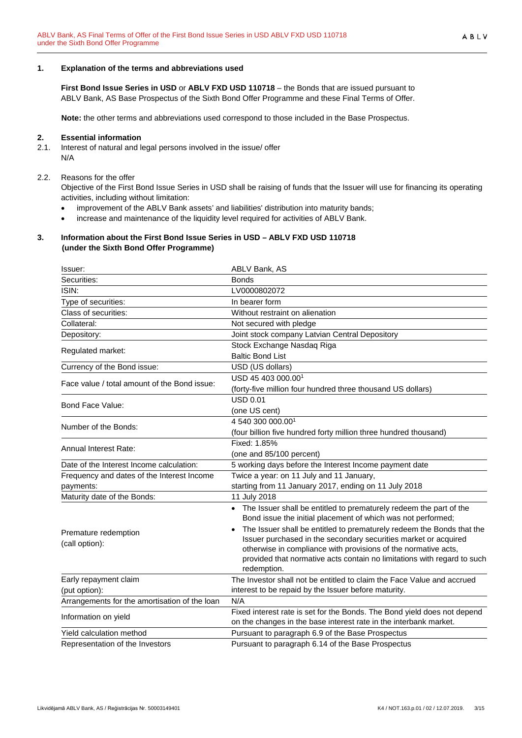## 1. Explanation of the terms and abbreviations used

**First Bond Issue Series in USD** or **ABLV FXD USD 110718** – the Bonds that are issued pursuant to ABLV Bank, AS Base Prospectus of the Sixth Bond Offer Programme and these Final Terms of Offer.

**Note:** the other terms and abbreviations used correspond to those included in the Base Prospectus.

## 2. Essential information

2.1. Interest of natural and legal persons involved in the issue/ offer

N/A

2.2. Reasons for the offer

Objective of the First Bond Issue Series in USD shall be raising of funds that the Issuer will use for financing its operating activities, including without limitation:

- improvement of the ABLV Bank assets' and liabilities' distribution into maturity bands;
- increase and maintenance of the liquidity level required for activities of ABLV Bank.

## 3. Information about the First Bond Issue Series in USD – ABLV FXD USD 110718 (under the Sixth Bond Offer Programme)

| | |
|---|---|
| Issuer: | ABLV Bank, AS |
| Securities: | Bonds |
| ISIN: | LV0000802072 |
| Type of securities: | In bearer form |
| Class of securities: | Without restraint on alienation |
| Collateral: | Not secured with pledge |
| Depository: | Joint stock company Latvian Central Depository |
| Regulated market: | Stock Exchange Nasdaq Riga<br>Baltic Bond List |
| Currency of the Bond issue: | USD (US dollars) |
| Face value / total amount of the Bond issue: | USD 45 403 000.00[1]<br>(forty-five million four hundred three thousand US dollars) |
| Bond Face Value: | USD 0.01<br>(one US cent) |
| Number of the Bonds: | 4 540 300 000.00[1]<br>(four billion five hundred forty million three hundred thousand) |
| Annual Interest Rate: | Fixed: 1.85%<br>(one and 85/100 percent) |
| Date of the Interest Income calculation: | 5 working days before the Interest Income payment date |
| Frequency and dates of the Interest Income payments: | Twice a year: on 11 July and 11 January, starting from 11 January 2017, ending on 11 July 2018 |
| Maturity date of the Bonds: | 11 July 2018 |
| Premature redemption (call option): | • The Issuer shall be entitled to prematurely redeem the part of the Bond issue the initial placement of which was not performed;<br>• The Issuer shall be entitled to prematurely redeem the Bonds that the Issuer purchased in the secondary securities market or acquired otherwise in compliance with provisions of the normative acts, provided that normative acts contain no limitations with regard to such redemption. |
| Early repayment claim (put option): | The Investor shall not be entitled to claim the Face Value and accrued interest to be repaid by the Issuer before maturity. |
| Arrangements for the amortisation of the loan | N/A |
| Information on yield | Fixed interest rate is set for the Bonds. The Bond yield does not depend on the changes in the base interest rate in the interbank market. |
| Yield calculation method | Pursuant to paragraph 6.9 of the Base Prospectus |
| Representation of the Investors | Pursuant to paragraph 6.14 of the Base Prospectus |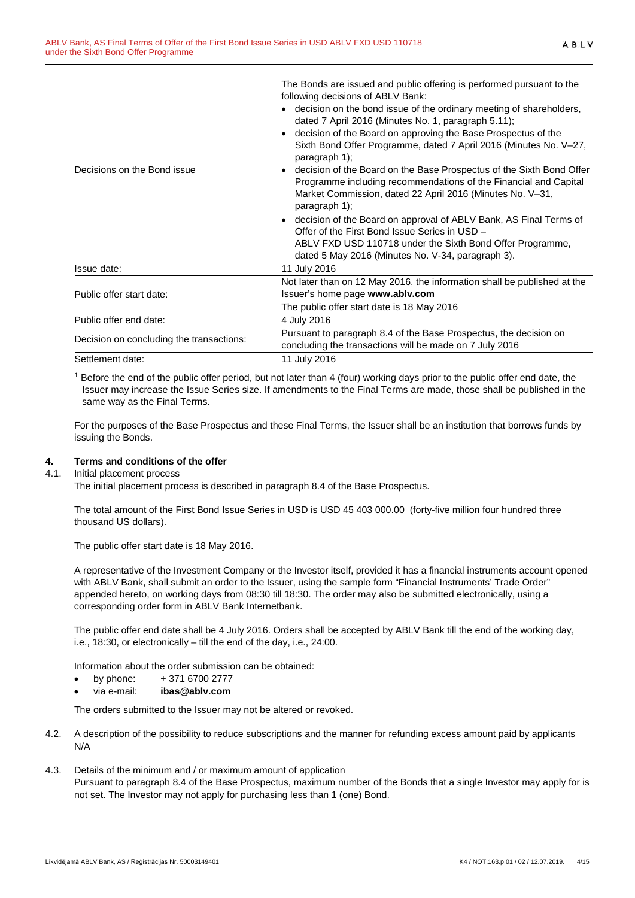| | |
|---|---|
| Decisions on the Bond issue | The Bonds are issued and public offering is performed pursuant to the following decisions of ABLV Bank:<br>• decision on the bond issue of the ordinary meeting of shareholders, dated 7 April 2016 (Minutes No. 1, paragraph 5.11);<br>• decision of the Board on approving the Base Prospectus of the Sixth Bond Offer Programme, dated 7 April 2016 (Minutes No. V–27, paragraph 1);<br>• decision of the Board on the Base Prospectus of the Sixth Bond Offer Programme including recommendations of the Financial and Capital Market Commission, dated 22 April 2016 (Minutes No. V–31, paragraph 1);<br>• decision of the Board on approval of ABLV Bank, AS Final Terms of Offer of the First Bond Issue Series in USD – ABLV FXD USD 110718 under the Sixth Bond Offer Programme, dated 5 May 2016 (Minutes No. V-34, paragraph 3). |
| Issue date: | 11 July 2016 |
| Public offer start date: | Not later than on 12 May 2016, the information shall be published at the Issuer's home page **www.ablv.com**<br>The public offer start date is 18 May 2016 |
| Public offer end date: | 4 July 2016 |
| Decision on concluding the transactions: | Pursuant to paragraph 8.4 of the Base Prospectus, the decision on concluding the transactions will be made on 7 July 2016 |
| Settlement date: | 11 July 2016 |

[1] Before the end of the public offer period, but not later than 4 (four) working days prior to the public offer end date, the Issuer may increase the Issue Series size. If amendments to the Final Terms are made, those shall be published in the same way as the Final Terms.

For the purposes of the Base Prospectus and these Final Terms, the Issuer shall be an institution that borrows funds by issuing the Bonds.

## 4. Terms and conditions of the offer

4.1. Initial placement process

The initial placement process is described in paragraph 8.4 of the Base Prospectus.

The total amount of the First Bond Issue Series in USD is USD 45 403 000.00 (forty-five million four hundred three thousand US dollars).

The public offer start date is 18 May 2016.

A representative of the Investment Company or the Investor itself, provided it has a financial instruments account opened with ABLV Bank, shall submit an order to the Issuer, using the sample form "Financial Instruments' Trade Order" appended hereto, on working days from 08:30 till 18:30. The order may also be submitted electronically, using a corresponding order form in ABLV Bank Internetbank.

The public offer end date shall be 4 July 2016. Orders shall be accepted by ABLV Bank till the end of the working day, i.e., 18:30, or electronically – till the end of the day, i.e., 24:00.

Information about the order submission can be obtained:

- by phone: + 371 6700 2777
- via e-mail: **ibas@ablv.com**

The orders submitted to the Issuer may not be altered or revoked.

4.2. A description of the possibility to reduce subscriptions and the manner for refunding excess amount paid by applicants

N/A

4.3. Details of the minimum and / or maximum amount of application

Pursuant to paragraph 8.4 of the Base Prospectus, maximum number of the Bonds that a single Investor may apply for is not set. The Investor may not apply for purchasing less than 1 (one) Bond.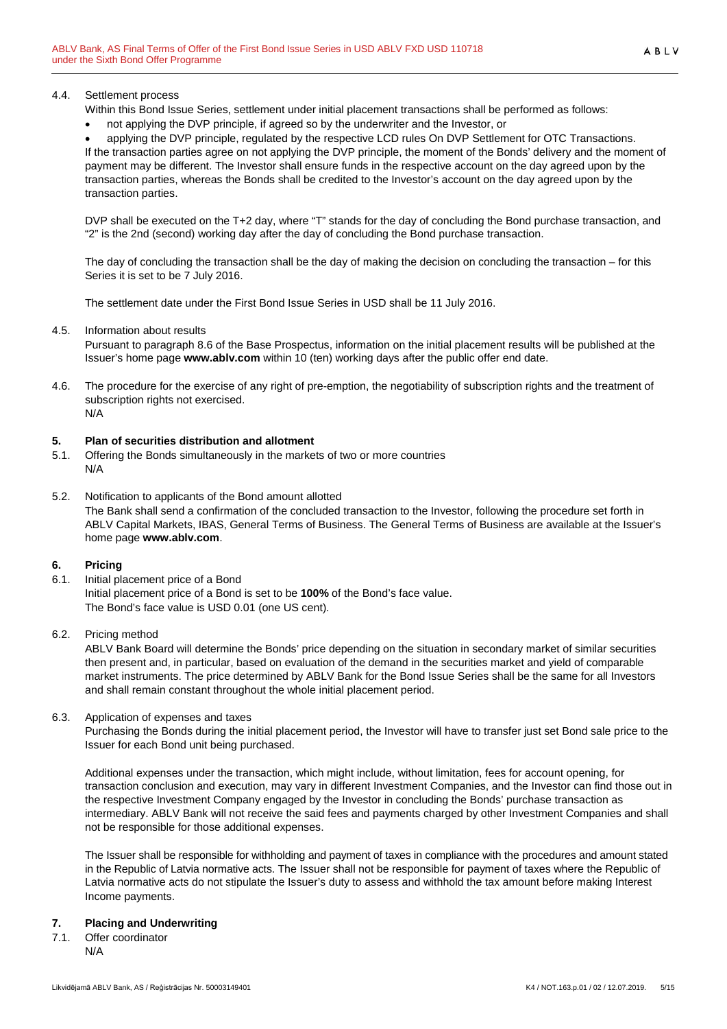4.4. Settlement process

Within this Bond Issue Series, settlement under initial placement transactions shall be performed as follows:

- not applying the DVP principle, if agreed so by the underwriter and the Investor, or
- applying the DVP principle, regulated by the respective LCD rules On DVP Settlement for OTC Transactions.

If the transaction parties agree on not applying the DVP principle, the moment of the Bonds' delivery and the moment of payment may be different. The Investor shall ensure funds in the respective account on the day agreed upon by the transaction parties, whereas the Bonds shall be credited to the Investor's account on the day agreed upon by the transaction parties.

DVP shall be executed on the T+2 day, where "T" stands for the day of concluding the Bond purchase transaction, and "2" is the 2nd (second) working day after the day of concluding the Bond purchase transaction.

The day of concluding the transaction shall be the day of making the decision on concluding the transaction – for this Series it is set to be 7 July 2016.

The settlement date under the First Bond Issue Series in USD shall be 11 July 2016.

4.5. Information about results

Pursuant to paragraph 8.6 of the Base Prospectus, information on the initial placement results will be published at the Issuer's home page **www.ablv.com** within 10 (ten) working days after the public offer end date.

4.6. The procedure for the exercise of any right of pre-emption, the negotiability of subscription rights and the treatment of subscription rights not exercised.

N/A

## 5. Plan of securities distribution and allotment

5.1. Offering the Bonds simultaneously in the markets of two or more countries

N/A

5.2. Notification to applicants of the Bond amount allotted

The Bank shall send a confirmation of the concluded transaction to the Investor, following the procedure set forth in ABLV Capital Markets, IBAS, General Terms of Business. The General Terms of Business are available at the Issuer's home page **www.ablv.com**.

## 6. Pricing

6.1. Initial placement price of a Bond

Initial placement price of a Bond is set to be **100%** of the Bond's face value.
The Bond's face value is USD 0.01 (one US cent).

6.2. Pricing method

ABLV Bank Board will determine the Bonds' price depending on the situation in secondary market of similar securities then present and, in particular, based on evaluation of the demand in the securities market and yield of comparable market instruments. The price determined by ABLV Bank for the Bond Issue Series shall be the same for all Investors and shall remain constant throughout the whole initial placement period.

6.3. Application of expenses and taxes

Purchasing the Bonds during the initial placement period, the Investor will have to transfer just set Bond sale price to the Issuer for each Bond unit being purchased.

Additional expenses under the transaction, which might include, without limitation, fees for account opening, for transaction conclusion and execution, may vary in different Investment Companies, and the Investor can find those out in the respective Investment Company engaged by the Investor in concluding the Bonds' purchase transaction as intermediary. ABLV Bank will not receive the said fees and payments charged by other Investment Companies and shall not be responsible for those additional expenses.

The Issuer shall be responsible for withholding and payment of taxes in compliance with the procedures and amount stated in the Republic of Latvia normative acts. The Issuer shall not be responsible for payment of taxes where the Republic of Latvia normative acts do not stipulate the Issuer's duty to assess and withhold the tax amount before making Interest Income payments.

## 7. Placing and Underwriting

7.1. Offer coordinator

N/A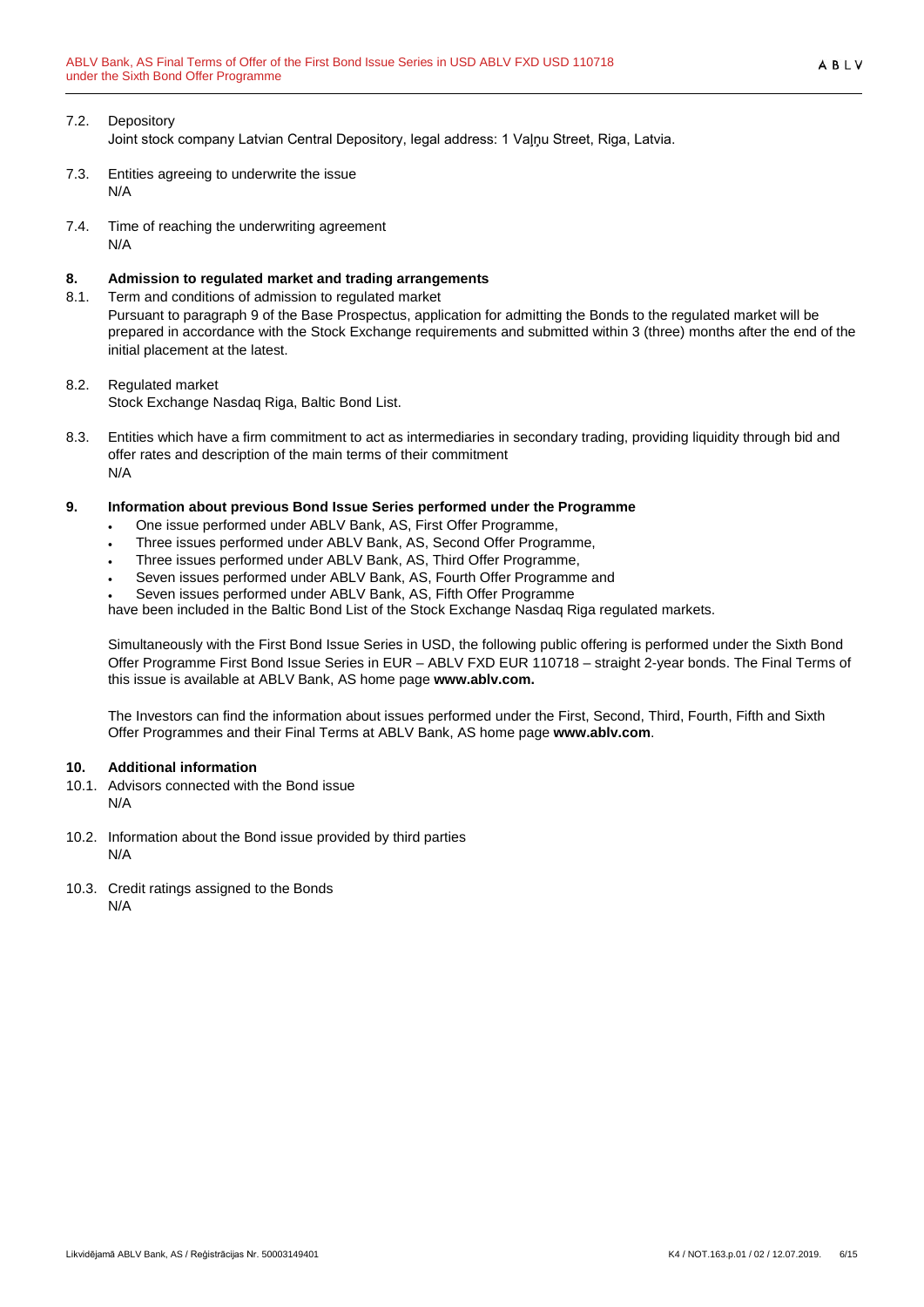7.2. Depository

Joint stock company Latvian Central Depository, legal address: 1 Vaļņu Street, Riga, Latvia.

7.3. Entities agreeing to underwrite the issue

N/A

7.4. Time of reaching the underwriting agreement

N/A

## 8. Admission to regulated market and trading arrangements

8.1. Term and conditions of admission to regulated market

Pursuant to paragraph 9 of the Base Prospectus, application for admitting the Bonds to the regulated market will be prepared in accordance with the Stock Exchange requirements and submitted within 3 (three) months after the end of the initial placement at the latest.

8.2. Regulated market

Stock Exchange Nasdaq Riga, Baltic Bond List.

8.3. Entities which have a firm commitment to act as intermediaries in secondary trading, providing liquidity through bid and offer rates and description of the main terms of their commitment

N/A

## 9. Information about previous Bond Issue Series performed under the Programme

- One issue performed under ABLV Bank, AS, First Offer Programme,
- Three issues performed under ABLV Bank, AS, Second Offer Programme,
- Three issues performed under ABLV Bank, AS, Third Offer Programme,
- Seven issues performed under ABLV Bank, AS, Fourth Offer Programme and
- Seven issues performed under ABLV Bank, AS, Fifth Offer Programme

have been included in the Baltic Bond List of the Stock Exchange Nasdaq Riga regulated markets.

Simultaneously with the First Bond Issue Series in USD, the following public offering is performed under the Sixth Bond Offer Programme First Bond Issue Series in EUR – ABLV FXD EUR 110718 – straight 2-year bonds. The Final Terms of this issue is available at ABLV Bank, AS home page **www.ablv.com.**

The Investors can find the information about issues performed under the First, Second, Third, Fourth, Fifth and Sixth Offer Programmes and their Final Terms at ABLV Bank, AS home page **www.ablv.com**.

## 10. Additional information

10.1. Advisors connected with the Bond issue

N/A

10.2. Information about the Bond issue provided by third parties

N/A

10.3. Credit ratings assigned to the Bonds

N/A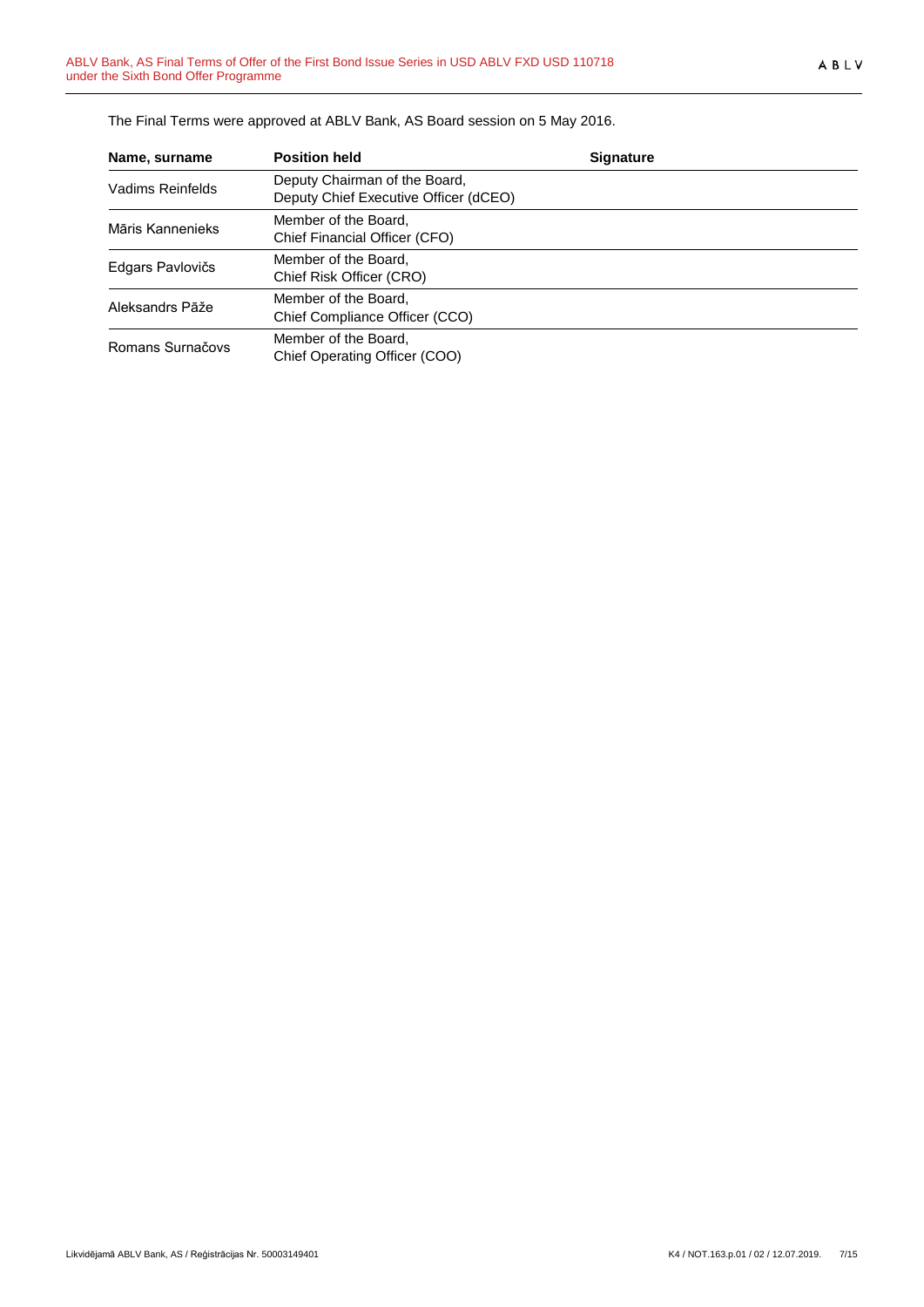The Final Terms were approved at ABLV Bank, AS Board session on 5 May 2016.

| Name, surname | Position held | Signature |
|---|---|---|
| Vadims Reinfelds | Deputy Chairman of the Board, Deputy Chief Executive Officer (dCEO) | |
| Māris Kannenieks | Member of the Board, Chief Financial Officer (CFO) | |
| Edgars Pavlovičs | Member of the Board, Chief Risk Officer (CRO) | |
| Aleksandrs Pāže | Member of the Board, Chief Compliance Officer (CCO) | |
| Romans Surnačovs | Member of the Board, Chief Operating Officer (COO) | |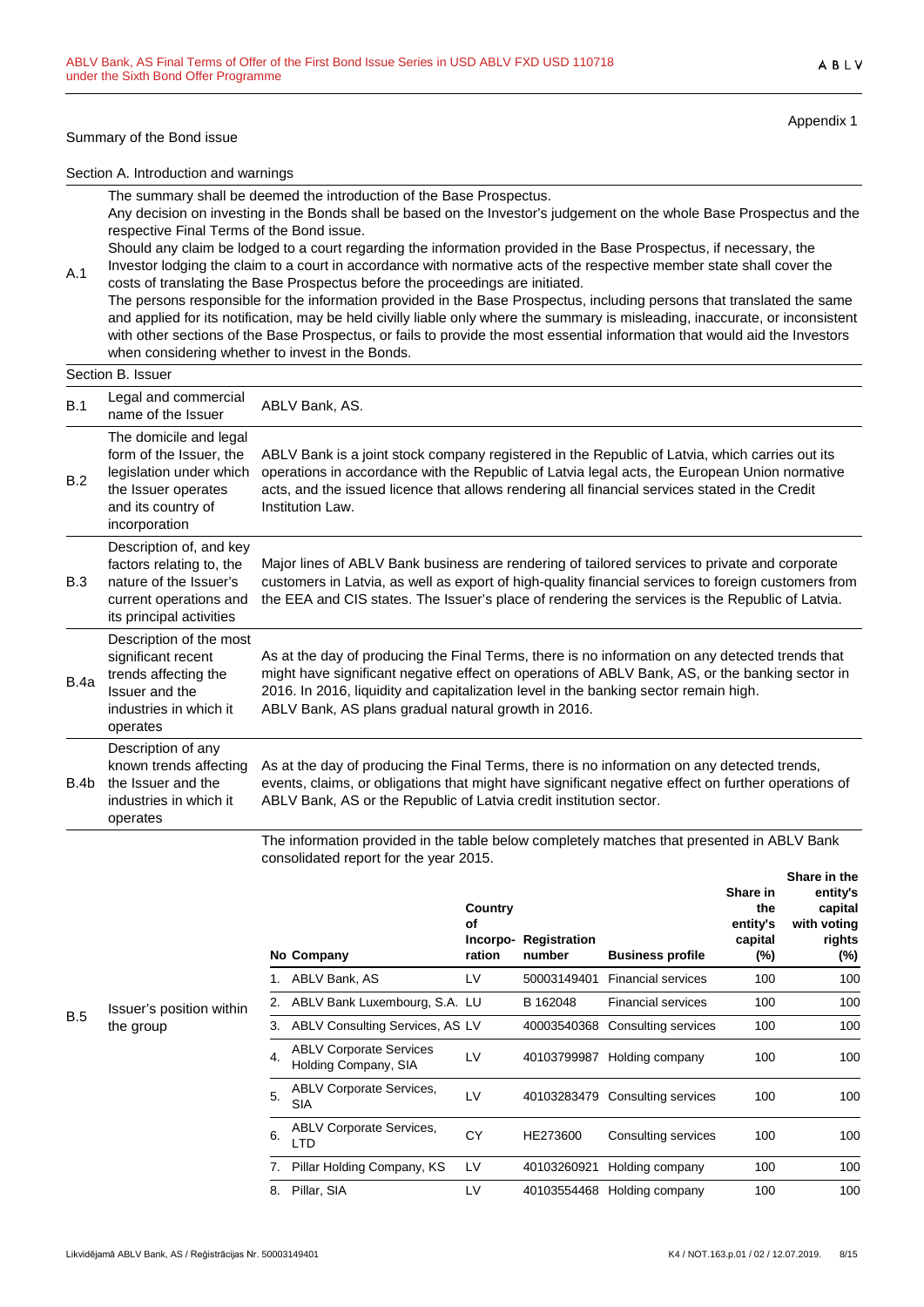Appendix 1

Summary of the Bond issue

Section A. Introduction and warnings

| | |
|---|---|
| A.1 | The summary shall be deemed the introduction of the Base Prospectus.<br>Any decision on investing in the Bonds shall be based on the Investor's judgement on the whole Base Prospectus and the respective Final Terms of the Bond issue.<br>Should any claim be lodged to a court regarding the information provided in the Base Prospectus, if necessary, the Investor lodging the claim to a court in accordance with normative acts of the respective member state shall cover the costs of translating the Base Prospectus before the proceedings are initiated.<br>The persons responsible for the information provided in the Base Prospectus, including persons that translated the same and applied for its notification, may be held civilly liable only where the summary is misleading, inaccurate, or inconsistent with other sections of the Base Prospectus, or fails to provide the most essential information that would aid the Investors when considering whether to invest in the Bonds. |

Section B. Issuer

| | | |
|---|---|---|
| B.1 | Legal and commercial name of the Issuer | ABLV Bank, AS. |
| B.2 | The domicile and legal form of the Issuer, the legislation under which the Issuer operates and its country of incorporation | ABLV Bank is a joint stock company registered in the Republic of Latvia, which carries out its operations in accordance with the Republic of Latvia legal acts, the European Union normative acts, and the issued licence that allows rendering all financial services stated in the Credit Institution Law. |
| B.3 | Description of, and key factors relating to, the nature of the Issuer's current operations and its principal activities | Major lines of ABLV Bank business are rendering of tailored services to private and corporate customers in Latvia, as well as export of high-quality financial services to foreign customers from the EEA and CIS states. The Issuer's place of rendering the services is the Republic of Latvia. |
| B.4a | Description of the most significant recent trends affecting the Issuer and the industries in which it operates | As at the day of producing the Final Terms, there is no information on any detected trends that might have significant negative effect on operations of ABLV Bank, AS, or the banking sector in 2016. In 2016, liquidity and capitalization level in the banking sector remain high.<br>ABLV Bank, AS plans gradual natural growth in 2016. |
| B.4b | Description of any known trends affecting the Issuer and the industries in which it operates | As at the day of producing the Final Terms, there is no information on any detected trends, events, claims, or obligations that might have significant negative effect on further operations of ABLV Bank, AS or the Republic of Latvia credit institution sector. |
| B.5 | Issuer's position within the group | The information provided in the table below completely matches that presented in ABLV Bank consolidated report for the year 2015. |

| No | Company | Country of Incorporation | Registration number | Business profile | Share in the entity's capital (%) | Share in the entity's capital with voting rights (%) |
|---|---|---|---|---|---|---|
| 1. | ABLV Bank, AS | LV | 50003149401 | Financial services | 100 | 100 |
| 2. | ABLV Bank Luxembourg, S.A. | LU | B 162048 | Financial services | 100 | 100 |
| 3. | ABLV Consulting Services, AS | LV | 40003540368 | Consulting services | 100 | 100 |
| 4. | ABLV Corporate Services Holding Company, SIA | LV | 40103799987 | Holding company | 100 | 100 |
| 5. | ABLV Corporate Services, SIA | LV | 40103283479 | Consulting services | 100 | 100 |
| 6. | ABLV Corporate Services, LTD | CY | HE273600 | Consulting services | 100 | 100 |
| 7. | Pillar Holding Company, KS | LV | 40103260921 | Holding company | 100 | 100 |
| 8. | Pillar, SIA | LV | 40103554468 | Holding company | 100 | 100 |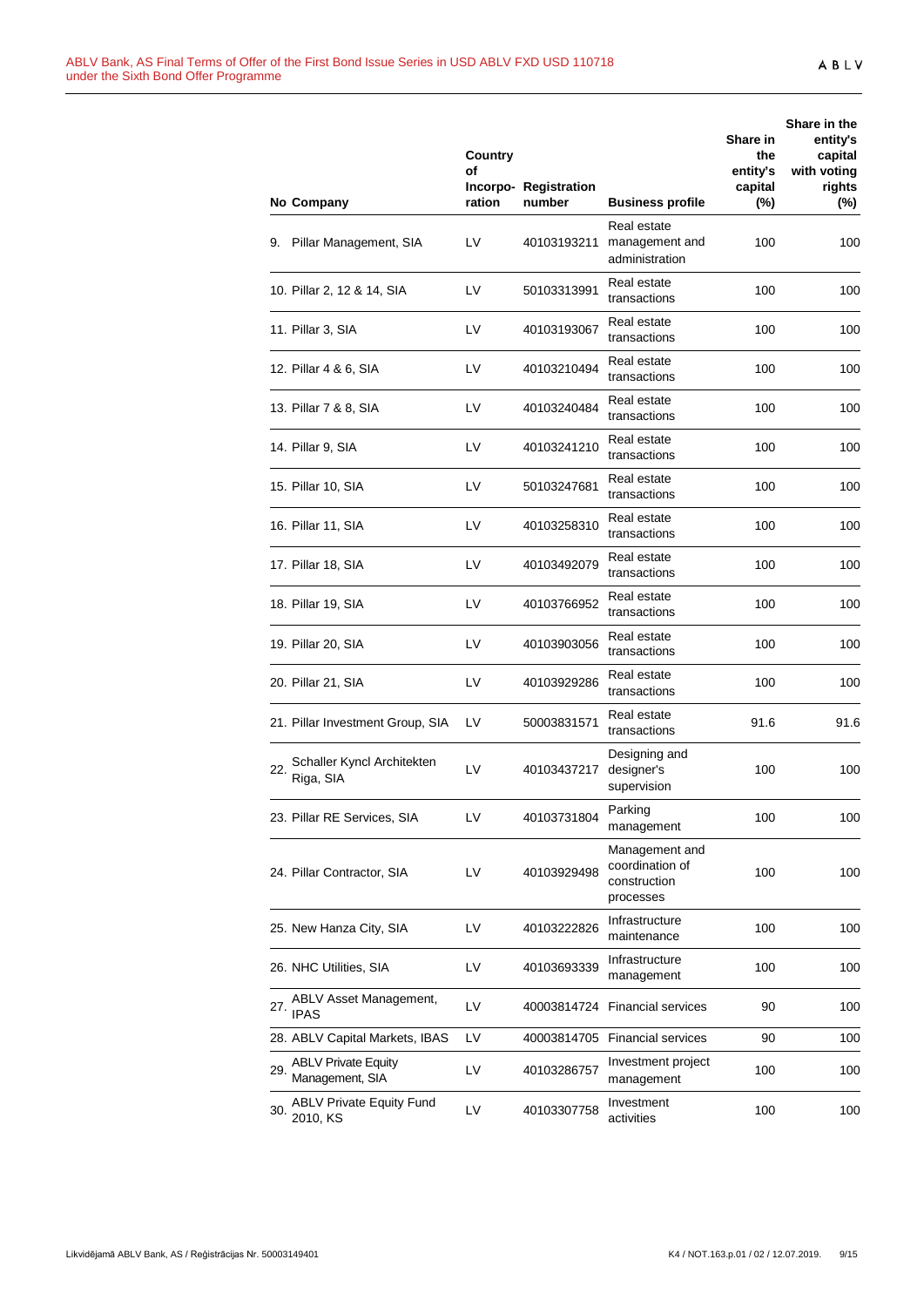| No | Company | Country of Incorpo-ration | Registration number | Business profile | Share in the entity's capital (%) | Share in the entity's capital with voting rights (%) |
|---|---|---|---|---|---|---|
| 9. | Pillar Management, SIA | LV | 40103193211 | Real estate management and administration | 100 | 100 |
| 10. | Pillar 2, 12 & 14, SIA | LV | 50103313991 | Real estate transactions | 100 | 100 |
| 11. | Pillar 3, SIA | LV | 40103193067 | Real estate transactions | 100 | 100 |
| 12. | Pillar 4 & 6, SIA | LV | 40103210494 | Real estate transactions | 100 | 100 |
| 13. | Pillar 7 & 8, SIA | LV | 40103240484 | Real estate transactions | 100 | 100 |
| 14. | Pillar 9, SIA | LV | 40103241210 | Real estate transactions | 100 | 100 |
| 15. | Pillar 10, SIA | LV | 50103247681 | Real estate transactions | 100 | 100 |
| 16. | Pillar 11, SIA | LV | 40103258310 | Real estate transactions | 100 | 100 |
| 17. | Pillar 18, SIA | LV | 40103492079 | Real estate transactions | 100 | 100 |
| 18. | Pillar 19, SIA | LV | 40103766952 | Real estate transactions | 100 | 100 |
| 19. | Pillar 20, SIA | LV | 40103903056 | Real estate transactions | 100 | 100 |
| 20. | Pillar 21, SIA | LV | 40103929286 | Real estate transactions | 100 | 100 |
| 21. | Pillar Investment Group, SIA | LV | 50003831571 | Real estate transactions | 91.6 | 91.6 |
| 22. | Schaller Kyncl Architekten Riga, SIA | LV | 40103437217 | Designing and designer's supervision | 100 | 100 |
| 23. | Pillar RE Services, SIA | LV | 40103731804 | Parking management | 100 | 100 |
| 24. | Pillar Contractor, SIA | LV | 40103929498 | Management and coordination of construction processes | 100 | 100 |
| 25. | New Hanza City, SIA | LV | 40103222826 | Infrastructure maintenance | 100 | 100 |
| 26. | NHC Utilities, SIA | LV | 40103693339 | Infrastructure management | 100 | 100 |
| 27. | ABLV Asset Management, IPAS | LV | 40003814724 | Financial services | 90 | 100 |
| 28. | ABLV Capital Markets, IBAS | LV | 40003814705 | Financial services | 90 | 100 |
| 29. | ABLV Private Equity Management, SIA | LV | 40103286757 | Investment project management | 100 | 100 |
| 30. | ABLV Private Equity Fund 2010, KS | LV | 40103307758 | Investment activities | 100 | 100 |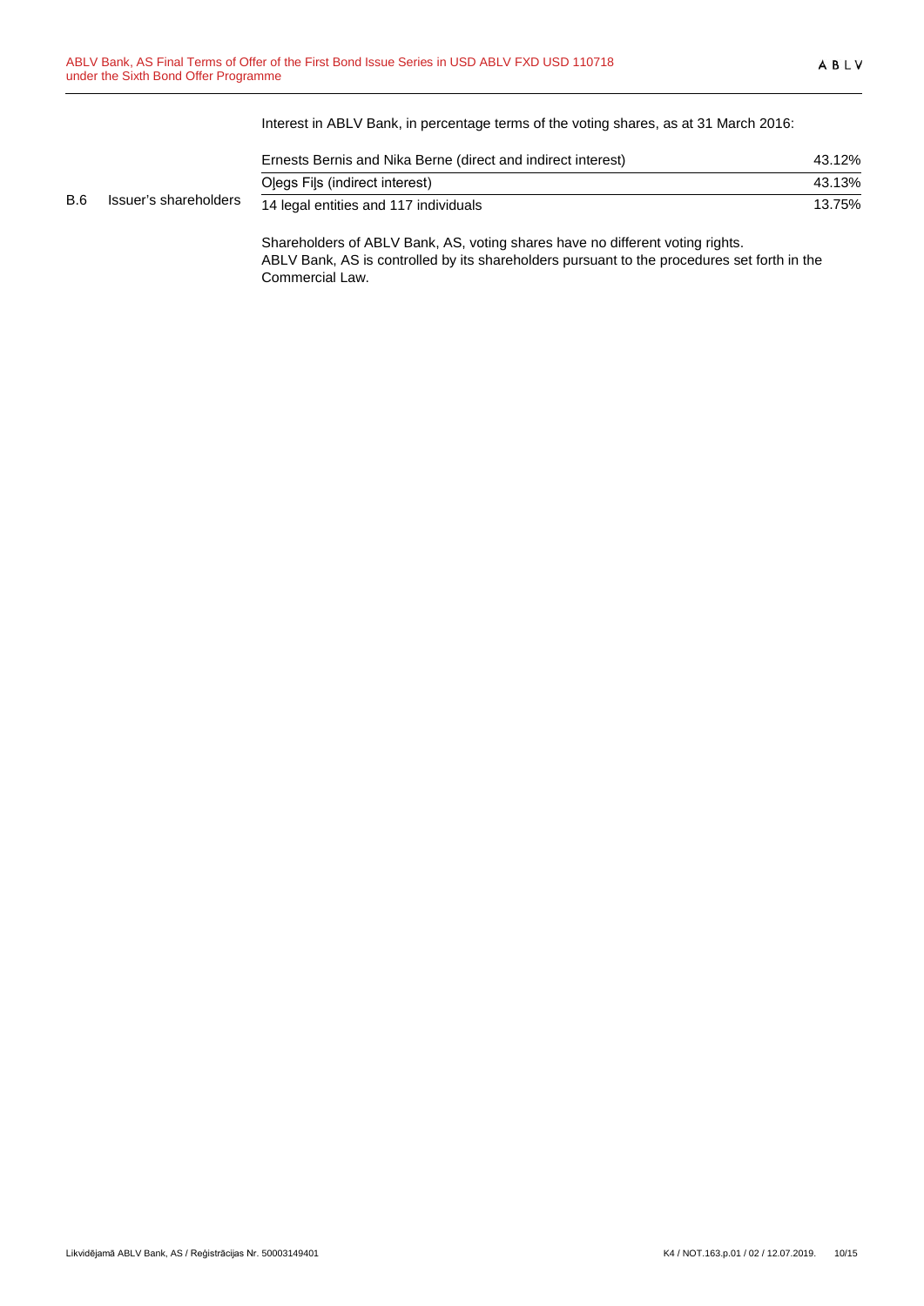| | | |
|---|---|---|
| B.6 | Issuer's shareholders | Interest in ABLV Bank, in percentage terms of the voting shares, as at 31 March 2016:<br><br>Ernests Bernis and Nika Berne (direct and indirect interest) 43.12%<br>Oļegs Fiļs (indirect interest) 43.13%<br>14 legal entities and 117 individuals 13.75%<br><br>Shareholders of ABLV Bank, AS, voting shares have no different voting rights.<br>ABLV Bank, AS is controlled by its shareholders pursuant to the procedures set forth in the Commercial Law. |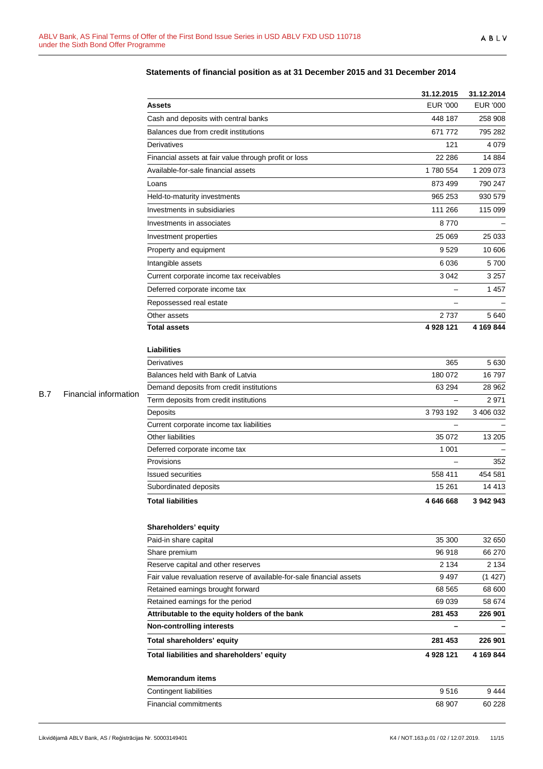B.7 Financial information

### Statements of financial position as at 31 December 2015 and 31 December 2014

| | 31.12.2015 | 31.12.2014 |
|---|---|---|
| **Assets** | EUR '000 | EUR '000 |
| Cash and deposits with central banks | 448 187 | 258 908 |
| Balances due from credit institutions | 671 772 | 795 282 |
| Derivatives | 121 | 4 079 |
| Financial assets at fair value through profit or loss | 22 286 | 14 884 |
| Available-for-sale financial assets | 1 780 554 | 1 209 073 |
| Loans | 873 499 | 790 247 |
| Held-to-maturity investments | 965 253 | 930 579 |
| Investments in subsidiaries | 111 266 | 115 099 |
| Investments in associates | 8 770 | – |
| Investment properties | 25 069 | 25 033 |
| Property and equipment | 9 529 | 10 606 |
| Intangible assets | 6 036 | 5 700 |
| Current corporate income tax receivables | 3 042 | 3 257 |
| Deferred corporate income tax | – | 1 457 |
| Repossessed real estate | – | – |
| Other assets | 2 737 | 5 640 |
| **Total assets** | **4 928 121** | **4 169 844** |
| | | |
| **Liabilities** | | |
| Derivatives | 365 | 5 630 |
| Balances held with Bank of Latvia | 180 072 | 16 797 |
| Demand deposits from credit institutions | 63 294 | 28 962 |
| Term deposits from credit institutions | – | 2 971 |
| Deposits | 3 793 192 | 3 406 032 |
| Current corporate income tax liabilities | – | – |
| Other liabilities | 35 072 | 13 205 |
| Deferred corporate income tax | 1 001 | – |
| Provisions | – | 352 |
| Issued securities | 558 411 | 454 581 |
| Subordinated deposits | 15 261 | 14 413 |
| **Total liabilities** | **4 646 668** | **3 942 943** |
| | | |
| **Shareholders' equity** | | |
| Paid-in share capital | 35 300 | 32 650 |
| Share premium | 96 918 | 66 270 |
| Reserve capital and other reserves | 2 134 | 2 134 |
| Fair value revaluation reserve of available-for-sale financial assets | 9 497 | (1 427) |
| Retained earnings brought forward | 68 565 | 68 600 |
| Retained earnings for the period | 69 039 | 58 674 |
| **Attributable to the equity holders of the bank** | **281 453** | **226 901** |
| **Non-controlling interests** | **–** | **–** |
| **Total shareholders' equity** | **281 453** | **226 901** |
| **Total liabilities and shareholders' equity** | **4 928 121** | **4 169 844** |
| | | |
| **Memorandum items** | | |
| Contingent liabilities | 9 516 | 9 444 |
| Financial commitments | 68 907 | 60 228 |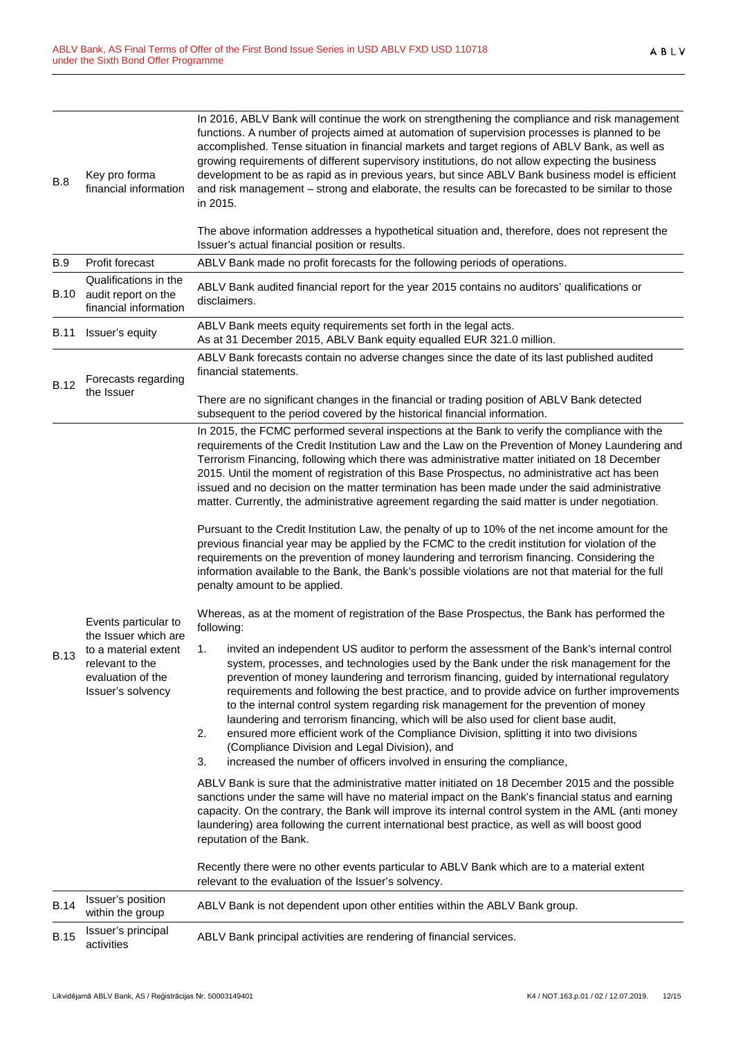| | | |
|---|---|---|
| B.8 | Key pro forma financial information | In 2016, ABLV Bank will continue the work on strengthening the compliance and risk management functions. A number of projects aimed at automation of supervision processes is planned to be accomplished. Tense situation in financial markets and target regions of ABLV Bank, as well as growing requirements of different supervisory institutions, do not allow expecting the business development to be as rapid as in previous years, but since ABLV Bank business model is efficient and risk management – strong and elaborate, the results can be forecasted to be similar to those in 2015.<br><br>The above information addresses a hypothetical situation and, therefore, does not represent the Issuer's actual financial position or results. |
| B.9 | Profit forecast | ABLV Bank made no profit forecasts for the following periods of operations. |
| B.10 | Qualifications in the audit report on the financial information | ABLV Bank audited financial report for the year 2015 contains no auditors' qualifications or disclaimers. |
| B.11 | Issuer's equity | ABLV Bank meets equity requirements set forth in the legal acts.<br>As at 31 December 2015, ABLV Bank equity equalled EUR 321.0 million. |
| B.12 | Forecasts regarding the Issuer | ABLV Bank forecasts contain no adverse changes since the date of its last published audited financial statements.<br><br>There are no significant changes in the financial or trading position of ABLV Bank detected subsequent to the period covered by the historical financial information. |
| B.13 | Events particular to the Issuer which are to a material extent relevant to the evaluation of the Issuer's solvency | In 2015, the FCMC performed several inspections at the Bank to verify the compliance with the requirements of the Credit Institution Law and the Law on the Prevention of Money Laundering and Terrorism Financing, following which there was administrative matter initiated on 18 December 2015. Until the moment of registration of this Base Prospectus, no administrative act has been issued and no decision on the matter termination has been made under the said administrative matter. Currently, the administrative agreement regarding the said matter is under negotiation.<br><br>Pursuant to the Credit Institution Law, the penalty of up to 10% of the net income amount for the previous financial year may be applied by the FCMC to the credit institution for violation of the requirements on the prevention of money laundering and terrorism financing. Considering the information available to the Bank, the Bank's possible violations are not that material for the full penalty amount to be applied.<br><br>Whereas, as at the moment of registration of the Base Prospectus, the Bank has performed the following:<br>1. invited an independent US auditor to perform the assessment of the Bank's internal control system, processes, and technologies used by the Bank under the risk management for the prevention of money laundering and terrorism financing, guided by international regulatory requirements and following the best practice, and to provide advice on further improvements to the internal control system regarding risk management for the prevention of money laundering and terrorism financing, which will be also used for client base audit,<br>2. ensured more efficient work of the Compliance Division, splitting it into two divisions (Compliance Division and Legal Division), and<br>3. increased the number of officers involved in ensuring the compliance,<br><br>ABLV Bank is sure that the administrative matter initiated on 18 December 2015 and the possible sanctions under the same will have no material impact on the Bank's financial status and earning capacity. On the contrary, the Bank will improve its internal control system in the AML (anti money laundering) area following the current international best practice, as well as will boost good reputation of the Bank.<br><br>Recently there were no other events particular to ABLV Bank which are to a material extent relevant to the evaluation of the Issuer's solvency. |
| B.14 | Issuer's position within the group | ABLV Bank is not dependent upon other entities within the ABLV Bank group. |
| B.15 | Issuer's principal activities | ABLV Bank principal activities are rendering of financial services. |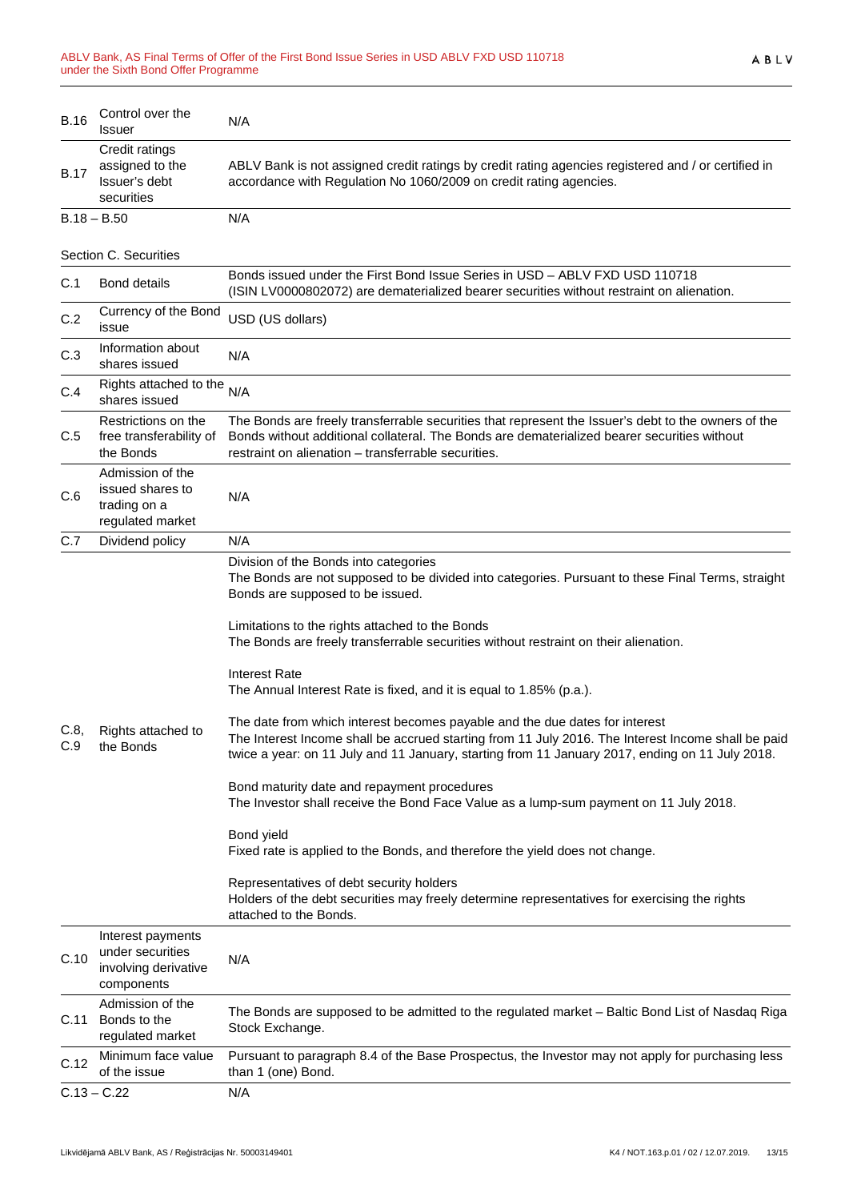| | | |
|---|---|---|
| B.16 | Control over the Issuer | N/A |
| B.17 | Credit ratings assigned to the Issuer's debt securities | ABLV Bank is not assigned credit ratings by credit rating agencies registered and / or certified in accordance with Regulation No 1060/2009 on credit rating agencies. |
| B.18 – B.50 | | N/A |

Section C. Securities

| | | |
|---|---|---|
| C.1 | Bond details | Bonds issued under the First Bond Issue Series in USD – ABLV FXD USD 110718 (ISIN LV0000802072) are dematerialized bearer securities without restraint on alienation. |
| C.2 | Currency of the Bond issue | USD (US dollars) |
| C.3 | Information about shares issued | N/A |
| C.4 | Rights attached to the shares issued | N/A |
| C.5 | Restrictions on the free transferability of the Bonds | The Bonds are freely transferrable securities that represent the Issuer's debt to the owners of the Bonds without additional collateral. The Bonds are dematerialized bearer securities without restraint on alienation – transferrable securities. |
| C.6 | Admission of the issued shares to trading on a regulated market | N/A |
| C.7 | Dividend policy | N/A |
| C.8, C.9 | Rights attached to the Bonds | Division of the Bonds into categories<br>The Bonds are not supposed to be divided into categories. Pursuant to these Final Terms, straight Bonds are supposed to be issued.<br><br>Limitations to the rights attached to the Bonds<br>The Bonds are freely transferrable securities without restraint on their alienation.<br><br>Interest Rate<br>The Annual Interest Rate is fixed, and it is equal to 1.85% (p.a.).<br><br>The date from which interest becomes payable and the due dates for interest<br>The Interest Income shall be accrued starting from 11 July 2016. The Interest Income shall be paid twice a year: on 11 July and 11 January, starting from 11 January 2017, ending on 11 July 2018.<br><br>Bond maturity date and repayment procedures<br>The Investor shall receive the Bond Face Value as a lump-sum payment on 11 July 2018.<br><br>Bond yield<br>Fixed rate is applied to the Bonds, and therefore the yield does not change.<br><br>Representatives of debt security holders<br>Holders of the debt securities may freely determine representatives for exercising the rights attached to the Bonds. |
| C.10 | Interest payments under securities involving derivative components | N/A |
| C.11 | Admission of the Bonds to the regulated market | The Bonds are supposed to be admitted to the regulated market – Baltic Bond List of Nasdaq Riga Stock Exchange. |
| C.12 | Minimum face value of the issue | Pursuant to paragraph 8.4 of the Base Prospectus, the Investor may not apply for purchasing less than 1 (one) Bond. |
| C.13 – C.22 | | N/A |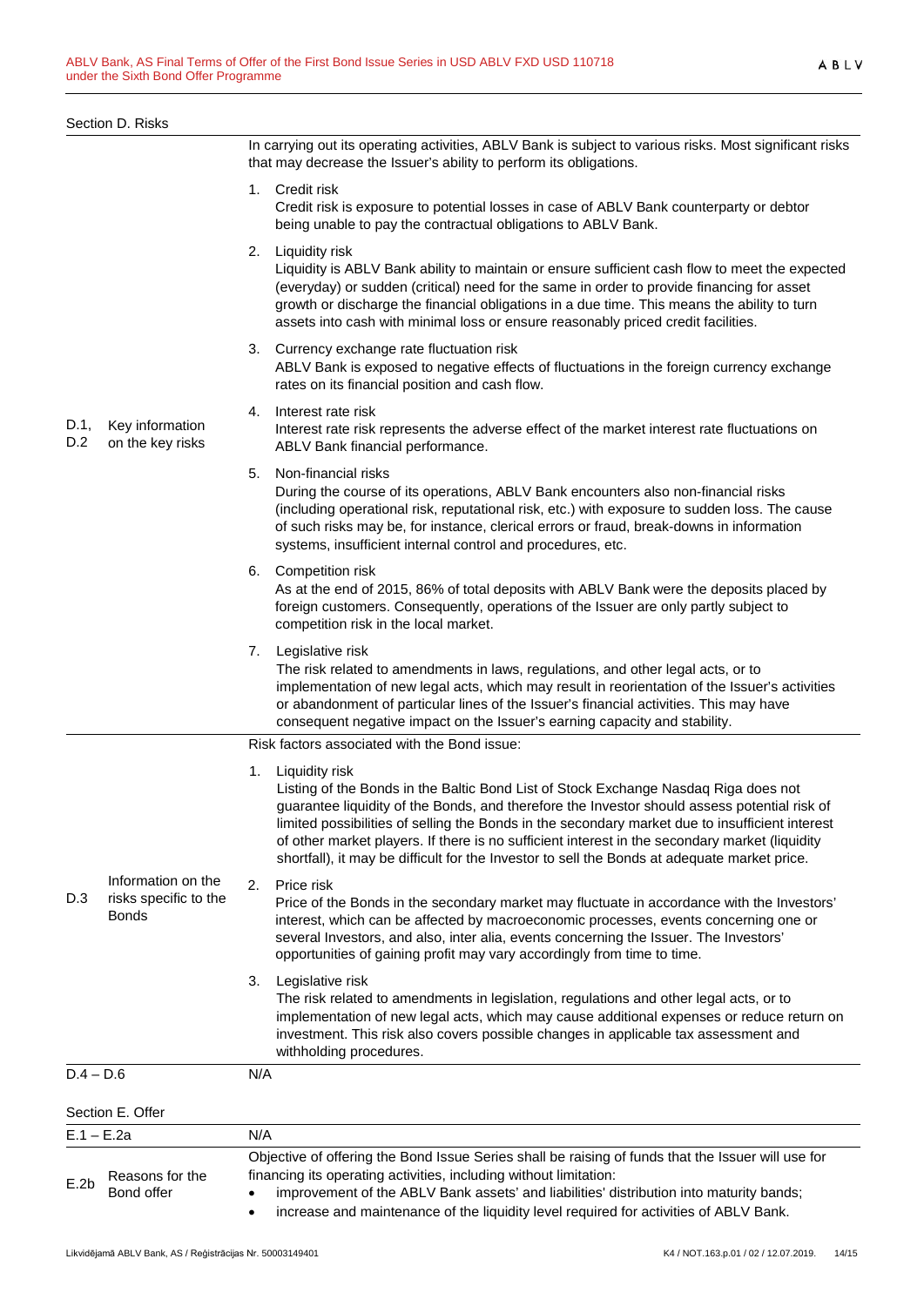Section D. Risks

| | | |
|---|---|---|
| D.1, D.2 | Key information on the key risks | In carrying out its operating activities, ABLV Bank is subject to various risks. Most significant risks that may decrease the Issuer's ability to perform its obligations.<br><br>1. Credit risk<br>Credit risk is exposure to potential losses in case of ABLV Bank counterparty or debtor being unable to pay the contractual obligations to ABLV Bank.<br><br>2. Liquidity risk<br>Liquidity is ABLV Bank ability to maintain or ensure sufficient cash flow to meet the expected (everyday) or sudden (critical) need for the same in order to provide financing for asset growth or discharge the financial obligations in a due time. This means the ability to turn assets into cash with minimal loss or ensure reasonably priced credit facilities.<br><br>3. Currency exchange rate fluctuation risk<br>ABLV Bank is exposed to negative effects of fluctuations in the foreign currency exchange rates on its financial position and cash flow.<br><br>4. Interest rate risk<br>Interest rate risk represents the adverse effect of the market interest rate fluctuations on ABLV Bank financial performance.<br><br>5. Non-financial risks<br>During the course of its operations, ABLV Bank encounters also non-financial risks (including operational risk, reputational risk, etc.) with exposure to sudden loss. The cause of such risks may be, for instance, clerical errors or fraud, break-downs in information systems, insufficient internal control and procedures, etc.<br><br>6. Competition risk<br>As at the end of 2015, 86% of total deposits with ABLV Bank were the deposits placed by foreign customers. Consequently, operations of the Issuer are only partly subject to competition risk in the local market.<br><br>7. Legislative risk<br>The risk related to amendments in laws, regulations, and other legal acts, or to implementation of new legal acts, which may result in reorientation of the Issuer's activities or abandonment of particular lines of the Issuer's financial activities. This may have consequent negative impact on the Issuer's earning capacity and stability. |
| D.3 | Information on the risks specific to the Bonds | Risk factors associated with the Bond issue:<br><br>1. Liquidity risk<br>Listing of the Bonds in the Baltic Bond List of Stock Exchange Nasdaq Riga does not guarantee liquidity of the Bonds, and therefore the Investor should assess potential risk of limited possibilities of selling the Bonds in the secondary market due to insufficient interest of other market players. If there is no sufficient interest in the secondary market (liquidity shortfall), it may be difficult for the Investor to sell the Bonds at adequate market price.<br><br>2. Price risk<br>Price of the Bonds in the secondary market may fluctuate in accordance with the Investors' interest, which can be affected by macroeconomic processes, events concerning one or several Investors, and also, inter alia, events concerning the Issuer. The Investors' opportunities of gaining profit may vary accordingly from time to time.<br><br>3. Legislative risk<br>The risk related to amendments in legislation, regulations and other legal acts, or to implementation of new legal acts, which may cause additional expenses or reduce return on investment. This risk also covers possible changes in applicable tax assessment and withholding procedures. |
| D.4 – D.6 | | N/A |

Section E. Offer

| | | |
|---|---|---|
| E.1 – E.2a | | N/A |
| E.2b | Reasons for the Bond offer | Objective of offering the Bond Issue Series shall be raising of funds that the Issuer will use for financing its operating activities, including without limitation:<br>• improvement of the ABLV Bank assets' and liabilities' distribution into maturity bands;<br>• increase and maintenance of the liquidity level required for activities of ABLV Bank. |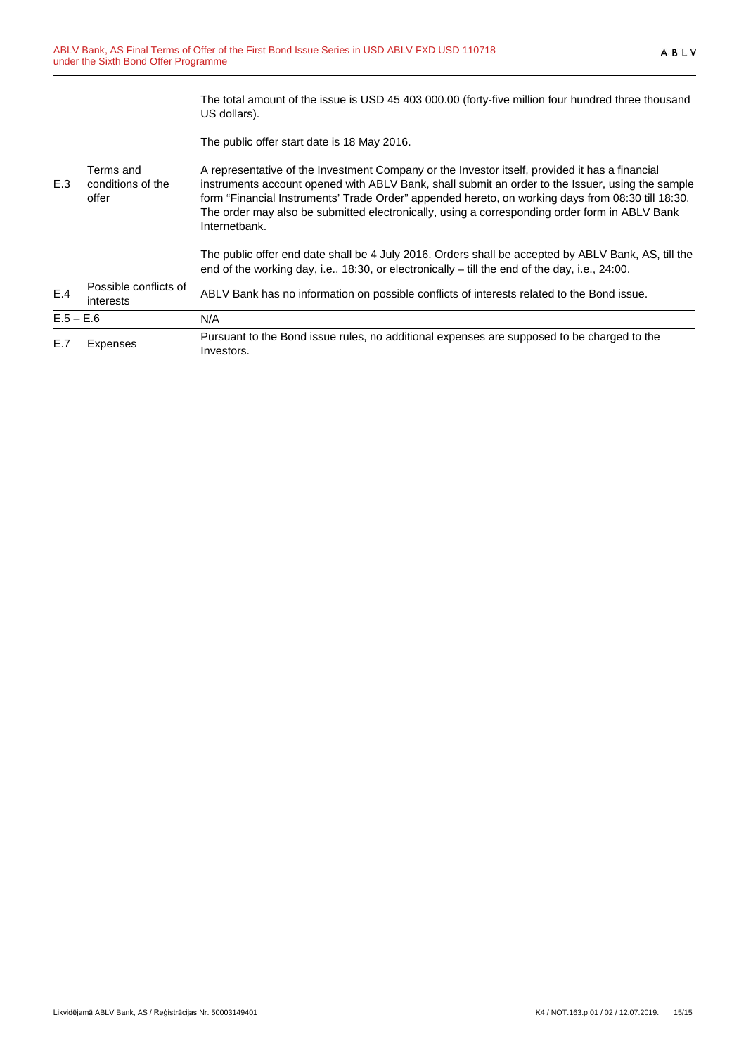| | | |
|---|---|---|
| | | The total amount of the issue is USD 45 403 000.00 (forty-five million four hundred three thousand US dollars).<br><br>The public offer start date is 18 May 2016. |
| E.3 | Terms and conditions of the offer | A representative of the Investment Company or the Investor itself, provided it has a financial instruments account opened with ABLV Bank, shall submit an order to the Issuer, using the sample form "Financial Instruments' Trade Order" appended hereto, on working days from 08:30 till 18:30. The order may also be submitted electronically, using a corresponding order form in ABLV Bank Internetbank.<br><br>The public offer end date shall be 4 July 2016. Orders shall be accepted by ABLV Bank, AS, till the end of the working day, i.e., 18:30, or electronically – till the end of the day, i.e., 24:00. |
| E.4 | Possible conflicts of interests | ABLV Bank has no information on possible conflicts of interests related to the Bond issue. |
| E.5 – E.6 | | N/A |
| E.7 | Expenses | Pursuant to the Bond issue rules, no additional expenses are supposed to be charged to the Investors. |